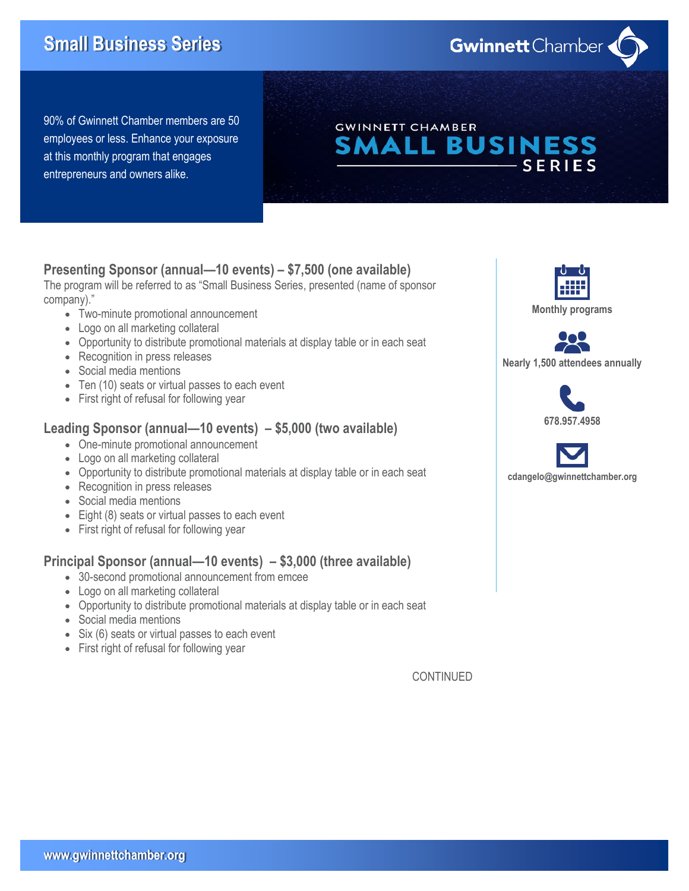# Small Business Series

Gwinnett Chamber

90% of Gwinnett Chamber members are 50 employees or less. Enhance your exposure at this monthly program that engages entrepreneurs and owners alike.

GWINNETT CHAMBER SMALL BUSINESS SERIES

## Presenting Sponsor (annual—10 events) – $7,500 (one available)

The program will be referred to as "Small Business Series, presented (name of sponsor company)."

- Two-minute promotional announcement
- Logo on all marketing collateral
- Opportunity to distribute promotional materials at display table or in each seat
- Recognition in press releases
- Social media mentions
- Ten (10) seats or virtual passes to each event
- First right of refusal for following year

## Leading Sponsor (annual—10 events) – $5,000 (two available)

- One-minute promotional announcement
- Logo on all marketing collateral
- Opportunity to distribute promotional materials at display table or in each seat
- Recognition in press releases
- Social media mentions
- Eight (8) seats or virtual passes to each event
- First right of refusal for following year

## Principal Sponsor (annual—10 events) – $3,000 (three available)

- 30-second promotional announcement from emcee
- Logo on all marketing collateral
- Opportunity to distribute promotional materials at display table or in each seat
- Social media mentions
- Six (6) seats or virtual passes to each event
- First right of refusal for following year

**Monthly programs**

**Nearly 1,500 attendees annually**

**678.957.4958**

**cdangelo@gwinnettchamber.org**

CONTINUED

www.gwinnettchamber.org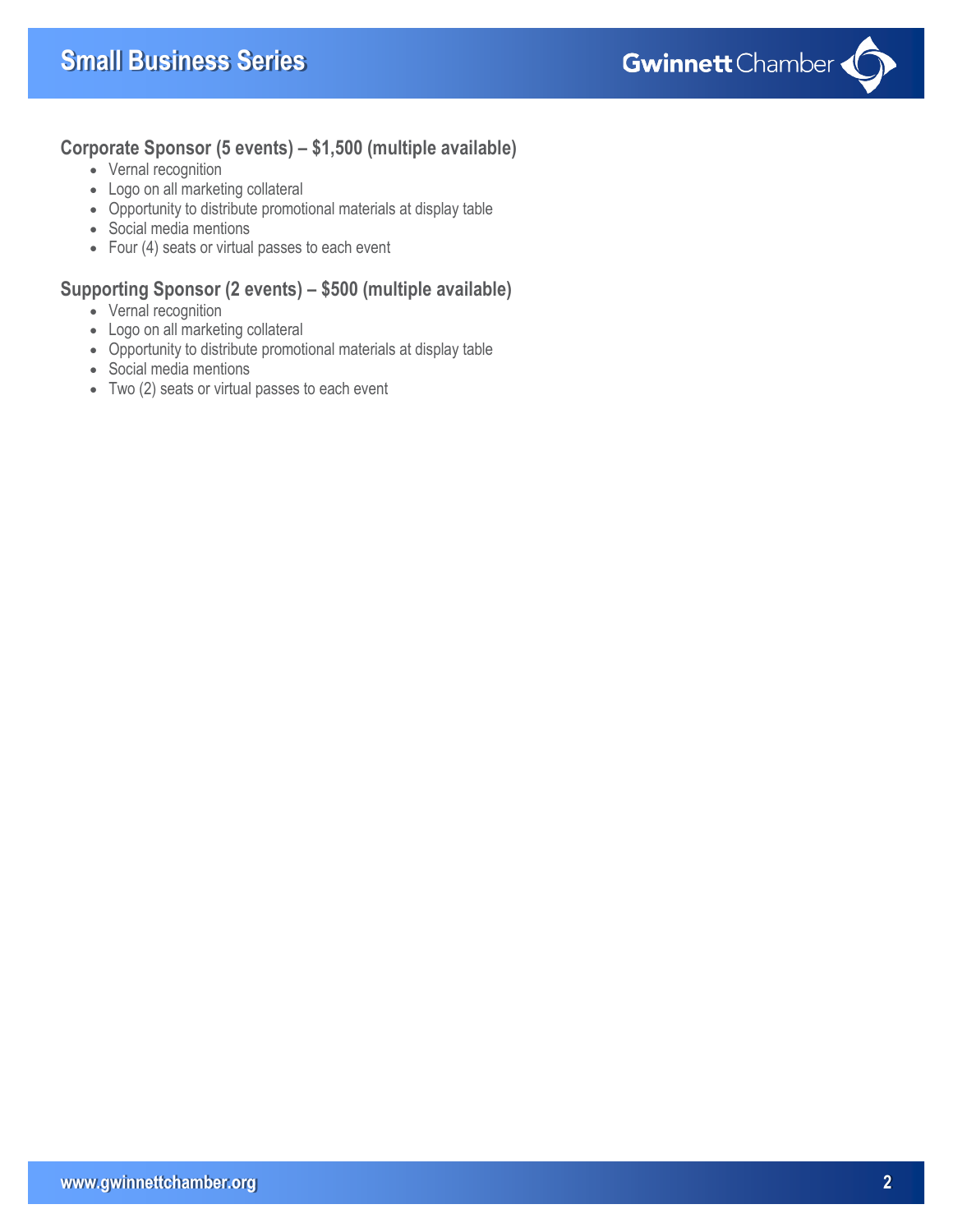### Corporate Sponsor (5 events) – $1,500 (multiple available)

- Vernal recognition
- Logo on all marketing collateral
- Opportunity to distribute promotional materials at display table
- Social media mentions
- Four (4) seats or virtual passes to each event

### Supporting Sponsor (2 events) – $500 (multiple available)

- Vernal recognition
- Logo on all marketing collateral
- Opportunity to distribute promotional materials at display table
- Social media mentions
- Two (2) seats or virtual passes to each event